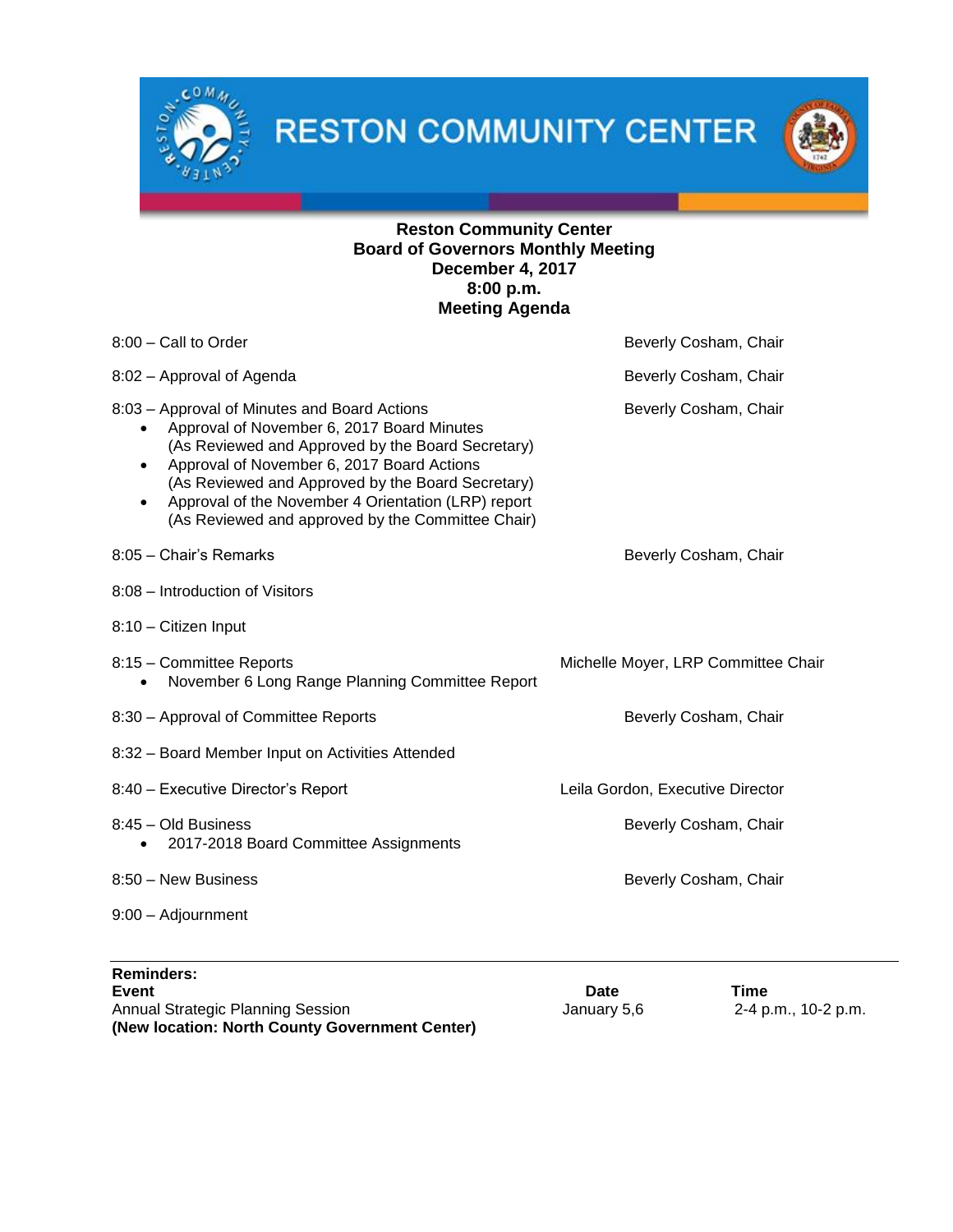# RESTON COMMUNITY CENTER

**Reston Community Center**
**Board of Governors Monthly Meeting**
**December 4, 2017**
**8:00 p.m.**
**Meeting Agenda**

8:00 – Call to Order — Beverly Cosham, Chair

8:02 – Approval of Agenda — Beverly Cosham, Chair

8:03 – Approval of Minutes and Board Actions — Beverly Cosham, Chair

- Approval of November 6, 2017 Board Minutes
  (As Reviewed and Approved by the Board Secretary)
- Approval of November 6, 2017 Board Actions
  (As Reviewed and Approved by the Board Secretary)
- Approval of the November 4 Orientation (LRP) report
  (As Reviewed and approved by the Committee Chair)

8:05 – Chair's Remarks — Beverly Cosham, Chair

8:08 – Introduction of Visitors

8:10 – Citizen Input

8:15 – Committee Reports — Michelle Moyer, LRP Committee Chair

- November 6 Long Range Planning Committee Report

8:30 – Approval of Committee Reports — Beverly Cosham, Chair

8:32 – Board Member Input on Activities Attended

8:40 – Executive Director's Report — Leila Gordon, Executive Director

8:45 – Old Business — Beverly Cosham, Chair

- 2017-2018 Board Committee Assignments

8:50 – New Business — Beverly Cosham, Chair

9:00 – Adjournment

---

**Reminders:**

| **Event** | **Date** | **Time** |
|---|---|---|
| Annual Strategic Planning Session **(New location: North County Government Center)** | January 5,6 | 2-4 p.m., 10-2 p.m. |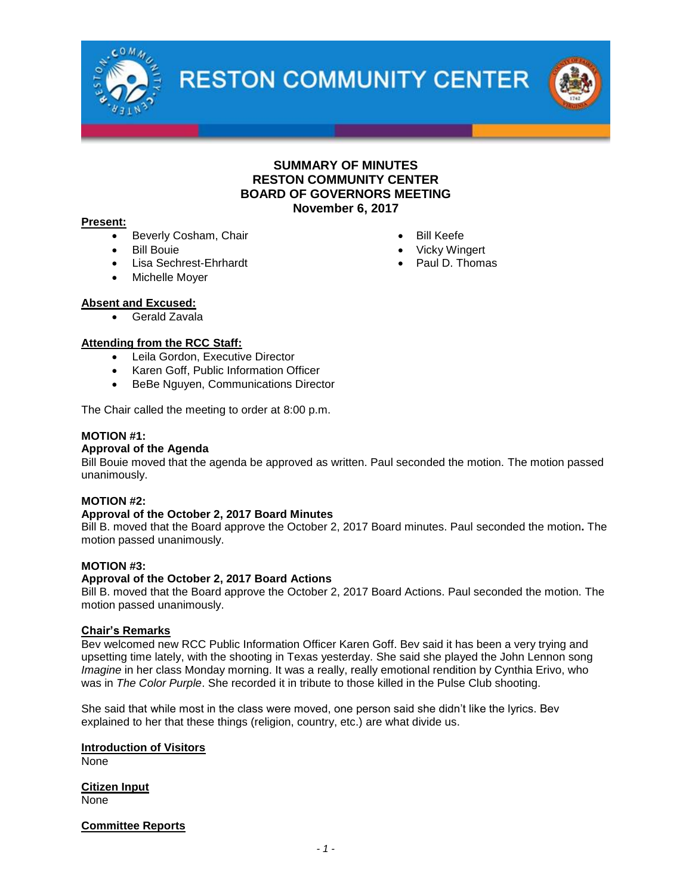# SUMMARY OF MINUTES
# RESTON COMMUNITY CENTER
# BOARD OF GOVERNORS MEETING
## November 6, 2017

**Present:**

- Beverly Cosham, Chair
- Bill Bouie
- Lisa Sechrest-Ehrhardt
- Michelle Moyer
- Bill Keefe
- Vicky Wingert
- Paul D. Thomas

**Absent and Excused:**

- Gerald Zavala

**Attending from the RCC Staff:**

- Leila Gordon, Executive Director
- Karen Goff, Public Information Officer
- BeBe Nguyen, Communications Director

The Chair called the meeting to order at 8:00 p.m.

**MOTION #1:**
**Approval of the Agenda**
Bill Bouie moved that the agenda be approved as written. Paul seconded the motion. The motion passed unanimously.

**MOTION #2:**
**Approval of the October 2, 2017 Board Minutes**
Bill B. moved that the Board approve the October 2, 2017 Board minutes. Paul seconded the motion. The motion passed unanimously.

**MOTION #3:**
**Approval of the October 2, 2017 Board Actions**
Bill B. moved that the Board approve the October 2, 2017 Board Actions. Paul seconded the motion. The motion passed unanimously.

**Chair's Remarks**
Bev welcomed new RCC Public Information Officer Karen Goff. Bev said it has been a very trying and upsetting time lately, with the shooting in Texas yesterday. She said she played the John Lennon song *Imagine* in her class Monday morning. It was a really, really emotional rendition by Cynthia Erivo, who was in *The Color Purple*. She recorded it in tribute to those killed in the Pulse Club shooting.

She said that while most in the class were moved, one person said she didn't like the lyrics. Bev explained to her that these things (religion, country, etc.) are what divide us.

**Introduction of Visitors**
None

**Citizen Input**
None

**Committee Reports**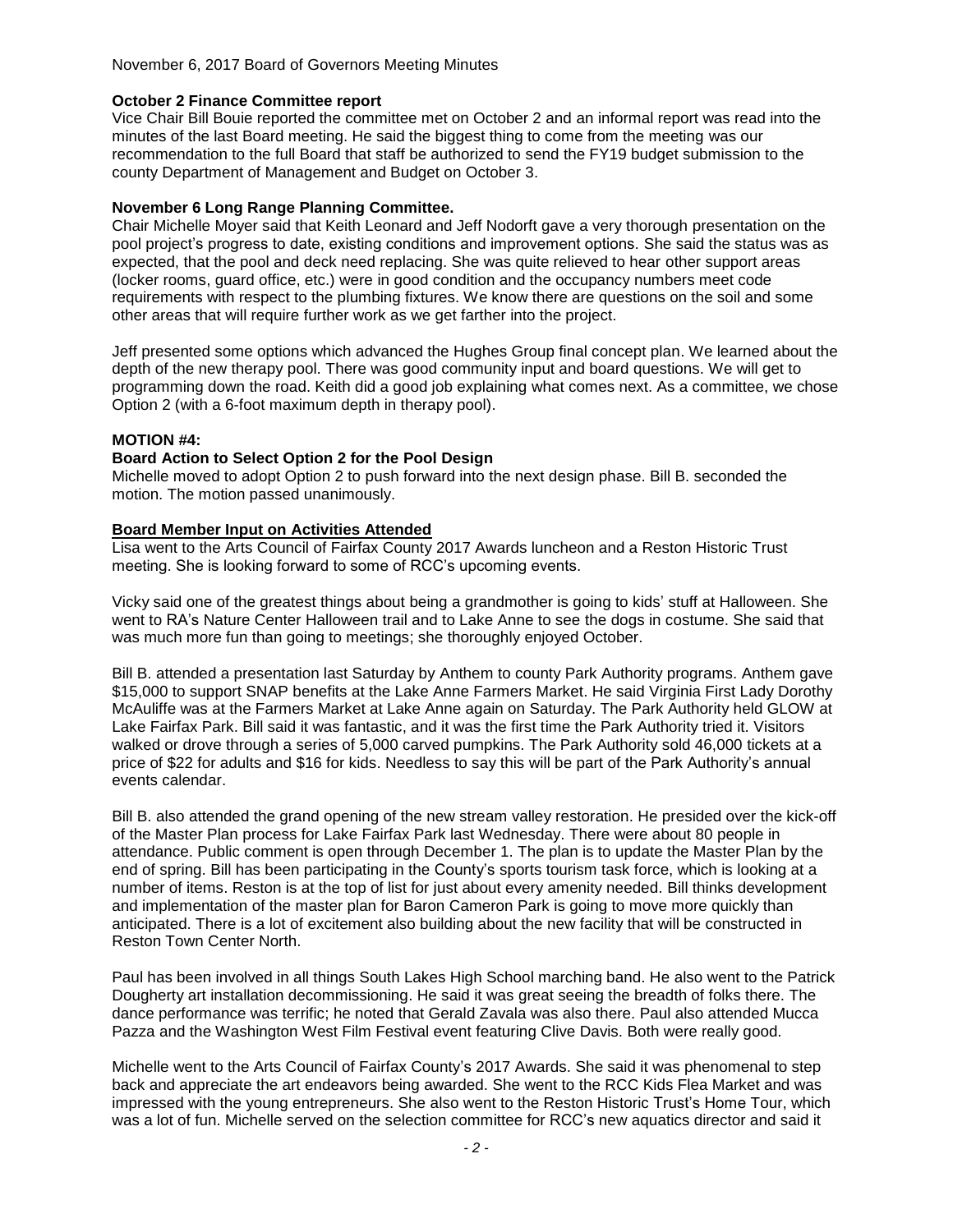**October 2 Finance Committee report**

Vice Chair Bill Bouie reported the committee met on October 2 and an informal report was read into the minutes of the last Board meeting. He said the biggest thing to come from the meeting was our recommendation to the full Board that staff be authorized to send the FY19 budget submission to the county Department of Management and Budget on October 3.

**November 6 Long Range Planning Committee.**

Chair Michelle Moyer said that Keith Leonard and Jeff Nodorft gave a very thorough presentation on the pool project's progress to date, existing conditions and improvement options. She said the status was as expected, that the pool and deck need replacing. She was quite relieved to hear other support areas (locker rooms, guard office, etc.) were in good condition and the occupancy numbers meet code requirements with respect to the plumbing fixtures. We know there are questions on the soil and some other areas that will require further work as we get farther into the project.

Jeff presented some options which advanced the Hughes Group final concept plan. We learned about the depth of the new therapy pool. There was good community input and board questions. We will get to programming down the road. Keith did a good job explaining what comes next. As a committee, we chose Option 2 (with a 6-foot maximum depth in therapy pool).

**MOTION #4:**

**Board Action to Select Option 2 for the Pool Design**

Michelle moved to adopt Option 2 to push forward into the next design phase. Bill B. seconded the motion. The motion passed unanimously.

**Board Member Input on Activities Attended**

Lisa went to the Arts Council of Fairfax County 2017 Awards luncheon and a Reston Historic Trust meeting. She is looking forward to some of RCC's upcoming events.

Vicky said one of the greatest things about being a grandmother is going to kids' stuff at Halloween. She went to RA's Nature Center Halloween trail and to Lake Anne to see the dogs in costume. She said that was much more fun than going to meetings; she thoroughly enjoyed October.

Bill B. attended a presentation last Saturday by Anthem to county Park Authority programs. Anthem gave $15,000 to support SNAP benefits at the Lake Anne Farmers Market. He said Virginia First Lady Dorothy McAuliffe was at the Farmers Market at Lake Anne again on Saturday. The Park Authority held GLOW at Lake Fairfax Park. Bill said it was fantastic, and it was the first time the Park Authority tried it. Visitors walked or drove through a series of 5,000 carved pumpkins. The Park Authority sold 46,000 tickets at a price of $22 for adults and $16 for kids. Needless to say this will be part of the Park Authority's annual events calendar.

Bill B. also attended the grand opening of the new stream valley restoration. He presided over the kick-off of the Master Plan process for Lake Fairfax Park last Wednesday. There were about 80 people in attendance. Public comment is open through December 1. The plan is to update the Master Plan by the end of spring. Bill has been participating in the County's sports tourism task force, which is looking at a number of items. Reston is at the top of list for just about every amenity needed. Bill thinks development and implementation of the master plan for Baron Cameron Park is going to move more quickly than anticipated. There is a lot of excitement also building about the new facility that will be constructed in Reston Town Center North.

Paul has been involved in all things South Lakes High School marching band. He also went to the Patrick Dougherty art installation decommissioning. He said it was great seeing the breadth of folks there. The dance performance was terrific; he noted that Gerald Zavala was also there. Paul also attended Mucca Pazza and the Washington West Film Festival event featuring Clive Davis. Both were really good.

Michelle went to the Arts Council of Fairfax County's 2017 Awards. She said it was phenomenal to step back and appreciate the art endeavors being awarded. She went to the RCC Kids Flea Market and was impressed with the young entrepreneurs. She also went to the Reston Historic Trust's Home Tour, which was a lot of fun. Michelle served on the selection committee for RCC's new aquatics director and said it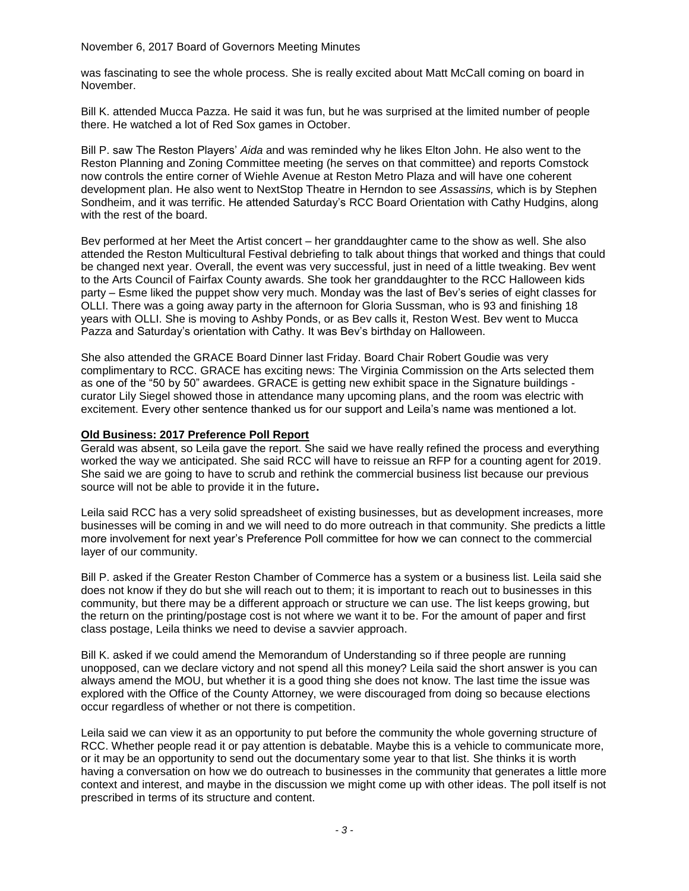was fascinating to see the whole process. She is really excited about Matt McCall coming on board in November.

Bill K. attended Mucca Pazza. He said it was fun, but he was surprised at the limited number of people there. He watched a lot of Red Sox games in October.

Bill P. saw The Reston Players' *Aida* and was reminded why he likes Elton John. He also went to the Reston Planning and Zoning Committee meeting (he serves on that committee) and reports Comstock now controls the entire corner of Wiehle Avenue at Reston Metro Plaza and will have one coherent development plan. He also went to NextStop Theatre in Herndon to see *Assassins,* which is by Stephen Sondheim, and it was terrific. He attended Saturday's RCC Board Orientation with Cathy Hudgins, along with the rest of the board.

Bev performed at her Meet the Artist concert – her granddaughter came to the show as well. She also attended the Reston Multicultural Festival debriefing to talk about things that worked and things that could be changed next year. Overall, the event was very successful, just in need of a little tweaking. Bev went to the Arts Council of Fairfax County awards. She took her granddaughter to the RCC Halloween kids party – Esme liked the puppet show very much. Monday was the last of Bev's series of eight classes for OLLI. There was a going away party in the afternoon for Gloria Sussman, who is 93 and finishing 18 years with OLLI. She is moving to Ashby Ponds, or as Bev calls it, Reston West. Bev went to Mucca Pazza and Saturday's orientation with Cathy. It was Bev's birthday on Halloween.

She also attended the GRACE Board Dinner last Friday. Board Chair Robert Goudie was very complimentary to RCC. GRACE has exciting news: The Virginia Commission on the Arts selected them as one of the "50 by 50" awardees. GRACE is getting new exhibit space in the Signature buildings - curator Lily Siegel showed those in attendance many upcoming plans, and the room was electric with excitement. Every other sentence thanked us for our support and Leila's name was mentioned a lot.

**Old Business: 2017 Preference Poll Report**

Gerald was absent, so Leila gave the report. She said we have really refined the process and everything worked the way we anticipated. She said RCC will have to reissue an RFP for a counting agent for 2019. She said we are going to have to scrub and rethink the commercial business list because our previous source will not be able to provide it in the future**.**

Leila said RCC has a very solid spreadsheet of existing businesses, but as development increases, more businesses will be coming in and we will need to do more outreach in that community. She predicts a little more involvement for next year's Preference Poll committee for how we can connect to the commercial layer of our community.

Bill P. asked if the Greater Reston Chamber of Commerce has a system or a business list. Leila said she does not know if they do but she will reach out to them; it is important to reach out to businesses in this community, but there may be a different approach or structure we can use. The list keeps growing, but the return on the printing/postage cost is not where we want it to be. For the amount of paper and first class postage, Leila thinks we need to devise a savvier approach.

Bill K. asked if we could amend the Memorandum of Understanding so if three people are running unopposed, can we declare victory and not spend all this money? Leila said the short answer is you can always amend the MOU, but whether it is a good thing she does not know. The last time the issue was explored with the Office of the County Attorney, we were discouraged from doing so because elections occur regardless of whether or not there is competition.

Leila said we can view it as an opportunity to put before the community the whole governing structure of RCC. Whether people read it or pay attention is debatable. Maybe this is a vehicle to communicate more, or it may be an opportunity to send out the documentary some year to that list. She thinks it is worth having a conversation on how we do outreach to businesses in the community that generates a little more context and interest, and maybe in the discussion we might come up with other ideas. The poll itself is not prescribed in terms of its structure and content.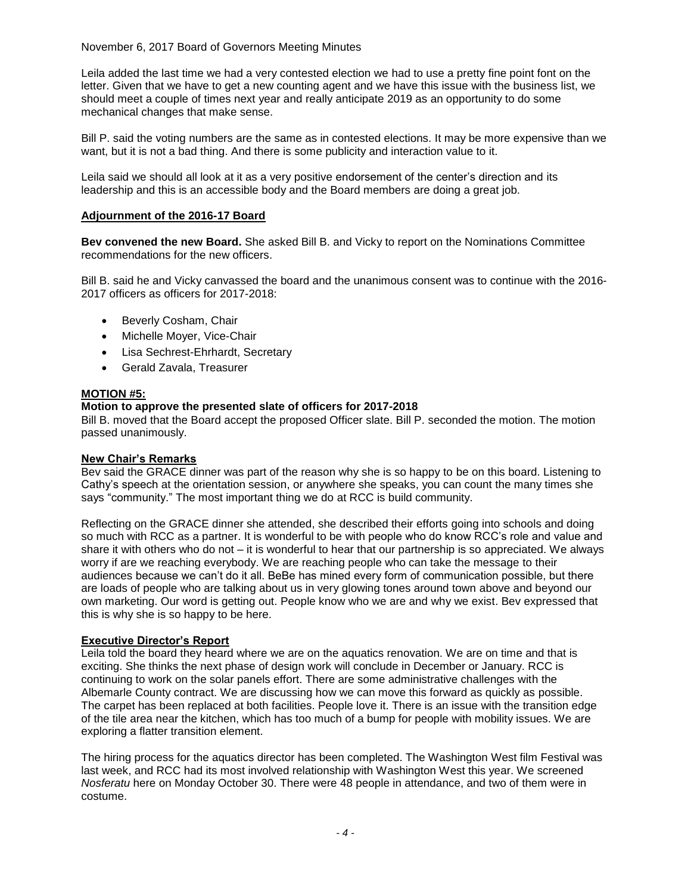Leila added the last time we had a very contested election we had to use a pretty fine point font on the letter. Given that we have to get a new counting agent and we have this issue with the business list, we should meet a couple of times next year and really anticipate 2019 as an opportunity to do some mechanical changes that make sense.

Bill P. said the voting numbers are the same as in contested elections. It may be more expensive than we want, but it is not a bad thing. And there is some publicity and interaction value to it.

Leila said we should all look at it as a very positive endorsement of the center's direction and its leadership and this is an accessible body and the Board members are doing a great job.

**Adjournment of the 2016-17 Board**

**Bev convened the new Board.** She asked Bill B. and Vicky to report on the Nominations Committee recommendations for the new officers.

Bill B. said he and Vicky canvassed the board and the unanimous consent was to continue with the 2016-2017 officers as officers for 2017-2018:

- Beverly Cosham, Chair
- Michelle Moyer, Vice-Chair
- Lisa Sechrest-Ehrhardt, Secretary
- Gerald Zavala, Treasurer

**MOTION #5:**

**Motion to approve the presented slate of officers for 2017-2018**

Bill B. moved that the Board accept the proposed Officer slate. Bill P. seconded the motion. The motion passed unanimously.

**New Chair's Remarks**

Bev said the GRACE dinner was part of the reason why she is so happy to be on this board. Listening to Cathy's speech at the orientation session, or anywhere she speaks, you can count the many times she says "community." The most important thing we do at RCC is build community.

Reflecting on the GRACE dinner she attended, she described their efforts going into schools and doing so much with RCC as a partner. It is wonderful to be with people who do know RCC's role and value and share it with others who do not – it is wonderful to hear that our partnership is so appreciated. We always worry if are we reaching everybody. We are reaching people who can take the message to their audiences because we can't do it all. BeBe has mined every form of communication possible, but there are loads of people who are talking about us in very glowing tones around town above and beyond our own marketing. Our word is getting out. People know who we are and why we exist. Bev expressed that this is why she is so happy to be here.

**Executive Director's Report**

Leila told the board they heard where we are on the aquatics renovation. We are on time and that is exciting. She thinks the next phase of design work will conclude in December or January. RCC is continuing to work on the solar panels effort. There are some administrative challenges with the Albemarle County contract. We are discussing how we can move this forward as quickly as possible. The carpet has been replaced at both facilities. People love it. There is an issue with the transition edge of the tile area near the kitchen, which has too much of a bump for people with mobility issues. We are exploring a flatter transition element.

The hiring process for the aquatics director has been completed. The Washington West film Festival was last week, and RCC had its most involved relationship with Washington West this year. We screened *Nosferatu* here on Monday October 30. There were 48 people in attendance, and two of them were in costume.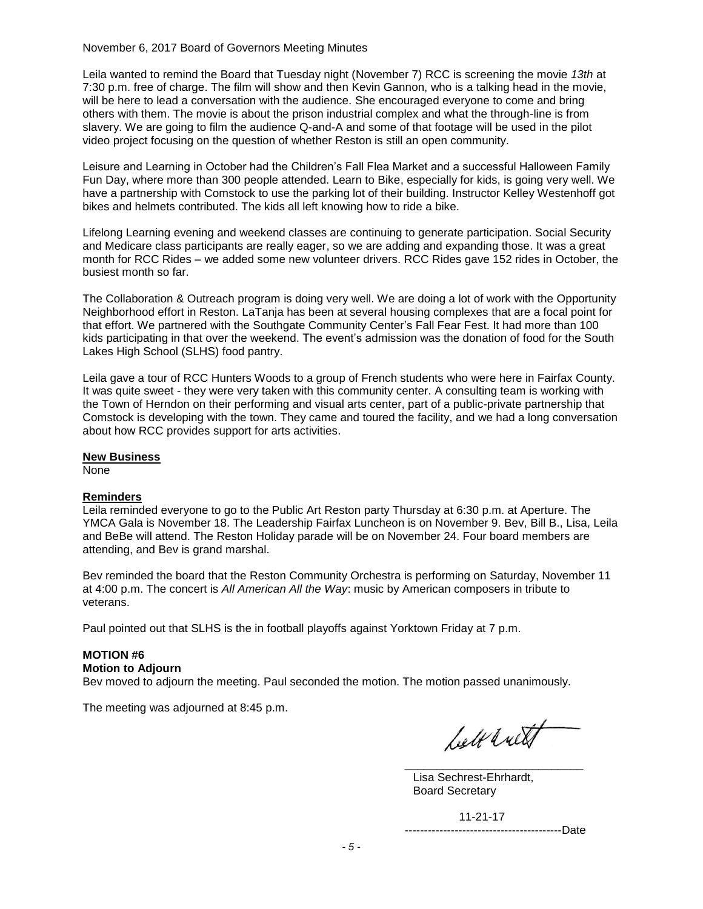Leila wanted to remind the Board that Tuesday night (November 7) RCC is screening the movie *13th* at 7:30 p.m. free of charge. The film will show and then Kevin Gannon, who is a talking head in the movie, will be here to lead a conversation with the audience. She encouraged everyone to come and bring others with them. The movie is about the prison industrial complex and what the through-line is from slavery. We are going to film the audience Q-and-A and some of that footage will be used in the pilot video project focusing on the question of whether Reston is still an open community.

Leisure and Learning in October had the Children's Fall Flea Market and a successful Halloween Family Fun Day, where more than 300 people attended. Learn to Bike, especially for kids, is going very well. We have a partnership with Comstock to use the parking lot of their building. Instructor Kelley Westenhoff got bikes and helmets contributed. The kids all left knowing how to ride a bike.

Lifelong Learning evening and weekend classes are continuing to generate participation. Social Security and Medicare class participants are really eager, so we are adding and expanding those. It was a great month for RCC Rides – we added some new volunteer drivers. RCC Rides gave 152 rides in October, the busiest month so far.

The Collaboration & Outreach program is doing very well. We are doing a lot of work with the Opportunity Neighborhood effort in Reston. LaTanja has been at several housing complexes that are a focal point for that effort. We partnered with the Southgate Community Center's Fall Fear Fest. It had more than 100 kids participating in that over the weekend. The event's admission was the donation of food for the South Lakes High School (SLHS) food pantry.

Leila gave a tour of RCC Hunters Woods to a group of French students who were here in Fairfax County. It was quite sweet - they were very taken with this community center. A consulting team is working with the Town of Herndon on their performing and visual arts center, part of a public-private partnership that Comstock is developing with the town. They came and toured the facility, and we had a long conversation about how RCC provides support for arts activities.

**New Business**

None

**Reminders**

Leila reminded everyone to go to the Public Art Reston party Thursday at 6:30 p.m. at Aperture. The YMCA Gala is November 18. The Leadership Fairfax Luncheon is on November 9. Bev, Bill B., Lisa, Leila and BeBe will attend. The Reston Holiday parade will be on November 24. Four board members are attending, and Bev is grand marshal.

Bev reminded the board that the Reston Community Orchestra is performing on Saturday, November 11 at 4:00 p.m. The concert is *All American All the Way*: music by American composers in tribute to veterans.

Paul pointed out that SLHS is the in football playoffs against Yorktown Friday at 7 p.m.

**MOTION #6**
**Motion to Adjourn**

Bev moved to adjourn the meeting. Paul seconded the motion. The motion passed unanimously.

The meeting was adjourned at 8:45 p.m.

Lisa Sechrest-Ehrhardt,
Board Secretary

11-21-17
Date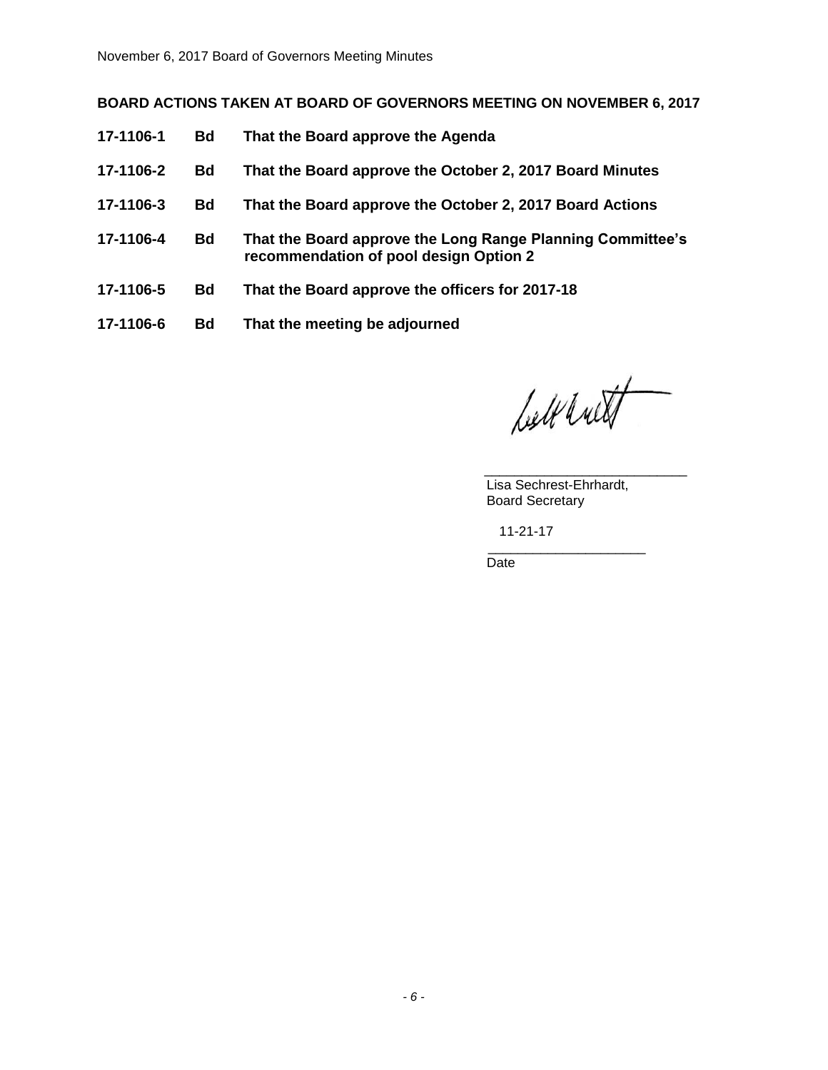**BOARD ACTIONS TAKEN AT BOARD OF GOVERNORS MEETING ON NOVEMBER 6, 2017**

**17-1106-1 Bd That the Board approve the Agenda**

**17-1106-2 Bd That the Board approve the October 2, 2017 Board Minutes**

**17-1106-3 Bd That the Board approve the October 2, 2017 Board Actions**

**17-1106-4 Bd That the Board approve the Long Range Planning Committee's recommendation of pool design Option 2**

**17-1106-5 Bd That the Board approve the officers for 2017-18**

**17-1106-6 Bd That the meeting be adjourned**

\_\_\_\_\_\_\_\_\_\_\_\_\_\_\_\_\_\_\_\_\_\_\_\_\_\_
Lisa Sechrest-Ehrhardt,
Board Secretary

11-21-17
\_\_\_\_\_\_\_\_\_\_\_\_\_\_\_\_\_\_\_\_\_\_
Date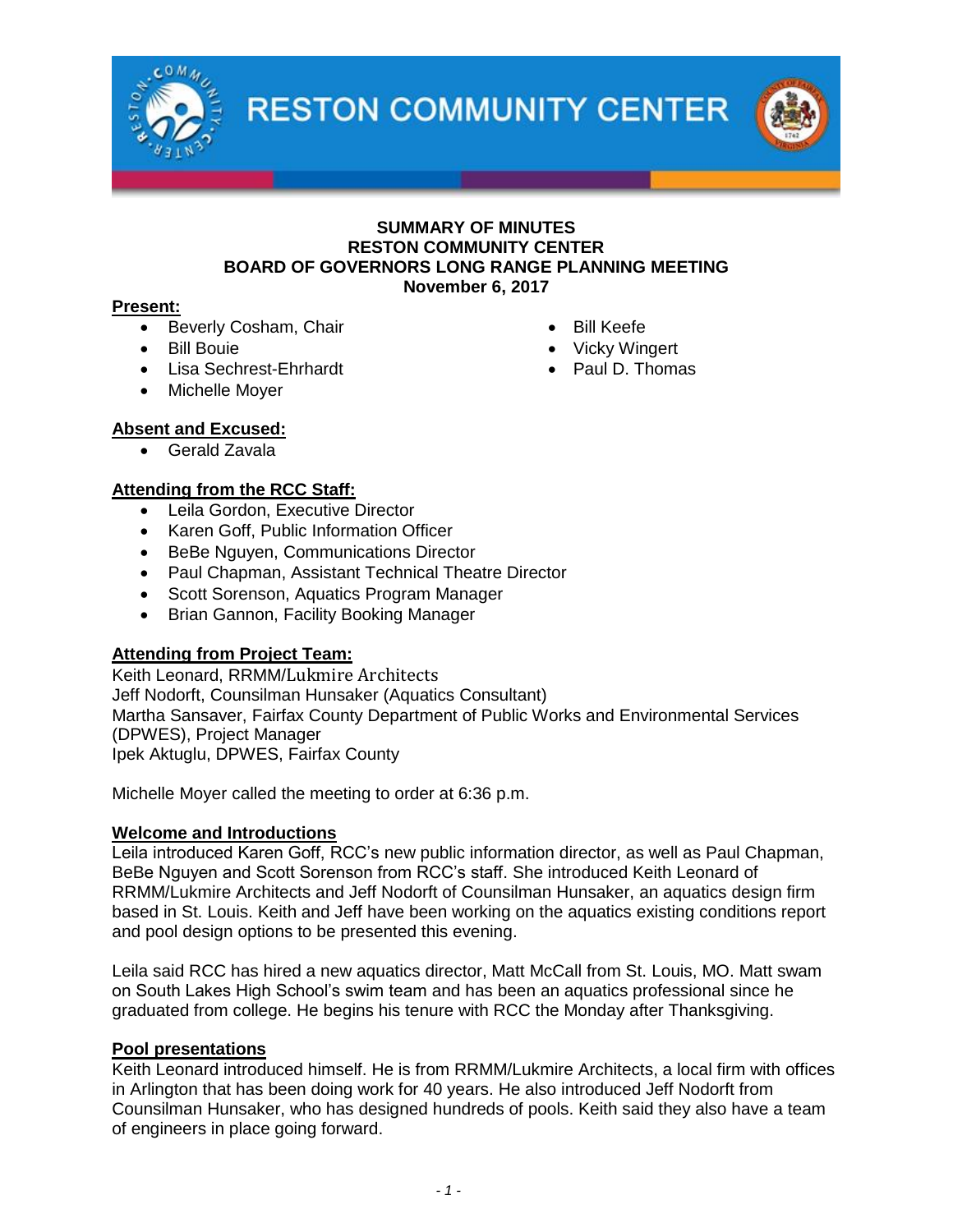# RESTON COMMUNITY CENTER

**SUMMARY OF MINUTES**
**RESTON COMMUNITY CENTER**
**BOARD OF GOVERNORS LONG RANGE PLANNING MEETING**
**November 6, 2017**

**Present:**

- Beverly Cosham, Chair
- Bill Bouie
- Lisa Sechrest-Ehrhardt
- Michelle Moyer
- Bill Keefe
- Vicky Wingert
- Paul D. Thomas

**Absent and Excused:**

- Gerald Zavala

**Attending from the RCC Staff:**

- Leila Gordon, Executive Director
- Karen Goff, Public Information Officer
- BeBe Nguyen, Communications Director
- Paul Chapman, Assistant Technical Theatre Director
- Scott Sorenson, Aquatics Program Manager
- Brian Gannon, Facility Booking Manager

**Attending from Project Team:**

Keith Leonard, RRMM/Lukmire Architects
Jeff Nodorft, Counsilman Hunsaker (Aquatics Consultant)
Martha Sansaver, Fairfax County Department of Public Works and Environmental Services (DPWES), Project Manager
Ipek Aktuglu, DPWES, Fairfax County

Michelle Moyer called the meeting to order at 6:36 p.m.

**Welcome and Introductions**

Leila introduced Karen Goff, RCC's new public information director, as well as Paul Chapman, BeBe Nguyen and Scott Sorenson from RCC's staff. She introduced Keith Leonard of RRMM/Lukmire Architects and Jeff Nodorft of Counsilman Hunsaker, an aquatics design firm based in St. Louis. Keith and Jeff have been working on the aquatics existing conditions report and pool design options to be presented this evening.

Leila said RCC has hired a new aquatics director, Matt McCall from St. Louis, MO. Matt swam on South Lakes High School's swim team and has been an aquatics professional since he graduated from college. He begins his tenure with RCC the Monday after Thanksgiving.

**Pool presentations**

Keith Leonard introduced himself. He is from RRMM/Lukmire Architects, a local firm with offices in Arlington that has been doing work for 40 years. He also introduced Jeff Nodorft from Counsilman Hunsaker, who has designed hundreds of pools. Keith said they also have a team of engineers in place going forward.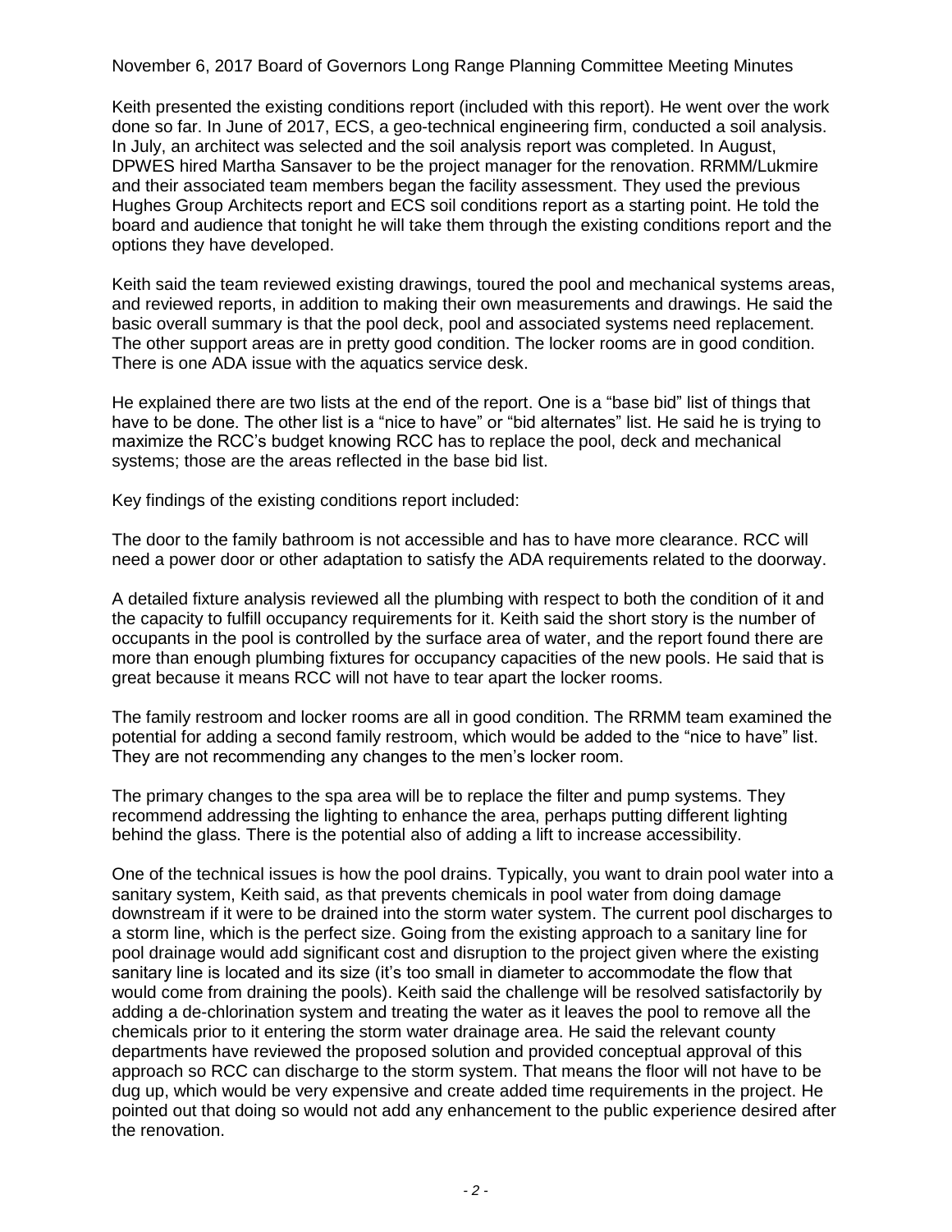Keith presented the existing conditions report (included with this report). He went over the work done so far. In June of 2017, ECS, a geo-technical engineering firm, conducted a soil analysis. In July, an architect was selected and the soil analysis report was completed. In August, DPWES hired Martha Sansaver to be the project manager for the renovation. RRMM/Lukmire and their associated team members began the facility assessment. They used the previous Hughes Group Architects report and ECS soil conditions report as a starting point. He told the board and audience that tonight he will take them through the existing conditions report and the options they have developed.

Keith said the team reviewed existing drawings, toured the pool and mechanical systems areas, and reviewed reports, in addition to making their own measurements and drawings. He said the basic overall summary is that the pool deck, pool and associated systems need replacement. The other support areas are in pretty good condition. The locker rooms are in good condition. There is one ADA issue with the aquatics service desk.

He explained there are two lists at the end of the report. One is a "base bid" list of things that have to be done. The other list is a "nice to have" or "bid alternates" list. He said he is trying to maximize the RCC's budget knowing RCC has to replace the pool, deck and mechanical systems; those are the areas reflected in the base bid list.

Key findings of the existing conditions report included:

The door to the family bathroom is not accessible and has to have more clearance. RCC will need a power door or other adaptation to satisfy the ADA requirements related to the doorway.

A detailed fixture analysis reviewed all the plumbing with respect to both the condition of it and the capacity to fulfill occupancy requirements for it. Keith said the short story is the number of occupants in the pool is controlled by the surface area of water, and the report found there are more than enough plumbing fixtures for occupancy capacities of the new pools. He said that is great because it means RCC will not have to tear apart the locker rooms.

The family restroom and locker rooms are all in good condition. The RRMM team examined the potential for adding a second family restroom, which would be added to the "nice to have" list. They are not recommending any changes to the men's locker room.

The primary changes to the spa area will be to replace the filter and pump systems. They recommend addressing the lighting to enhance the area, perhaps putting different lighting behind the glass. There is the potential also of adding a lift to increase accessibility.

One of the technical issues is how the pool drains. Typically, you want to drain pool water into a sanitary system, Keith said, as that prevents chemicals in pool water from doing damage downstream if it were to be drained into the storm water system. The current pool discharges to a storm line, which is the perfect size. Going from the existing approach to a sanitary line for pool drainage would add significant cost and disruption to the project given where the existing sanitary line is located and its size (it's too small in diameter to accommodate the flow that would come from draining the pools). Keith said the challenge will be resolved satisfactorily by adding a de-chlorination system and treating the water as it leaves the pool to remove all the chemicals prior to it entering the storm water drainage area. He said the relevant county departments have reviewed the proposed solution and provided conceptual approval of this approach so RCC can discharge to the storm system. That means the floor will not have to be dug up, which would be very expensive and create added time requirements in the project. He pointed out that doing so would not add any enhancement to the public experience desired after the renovation.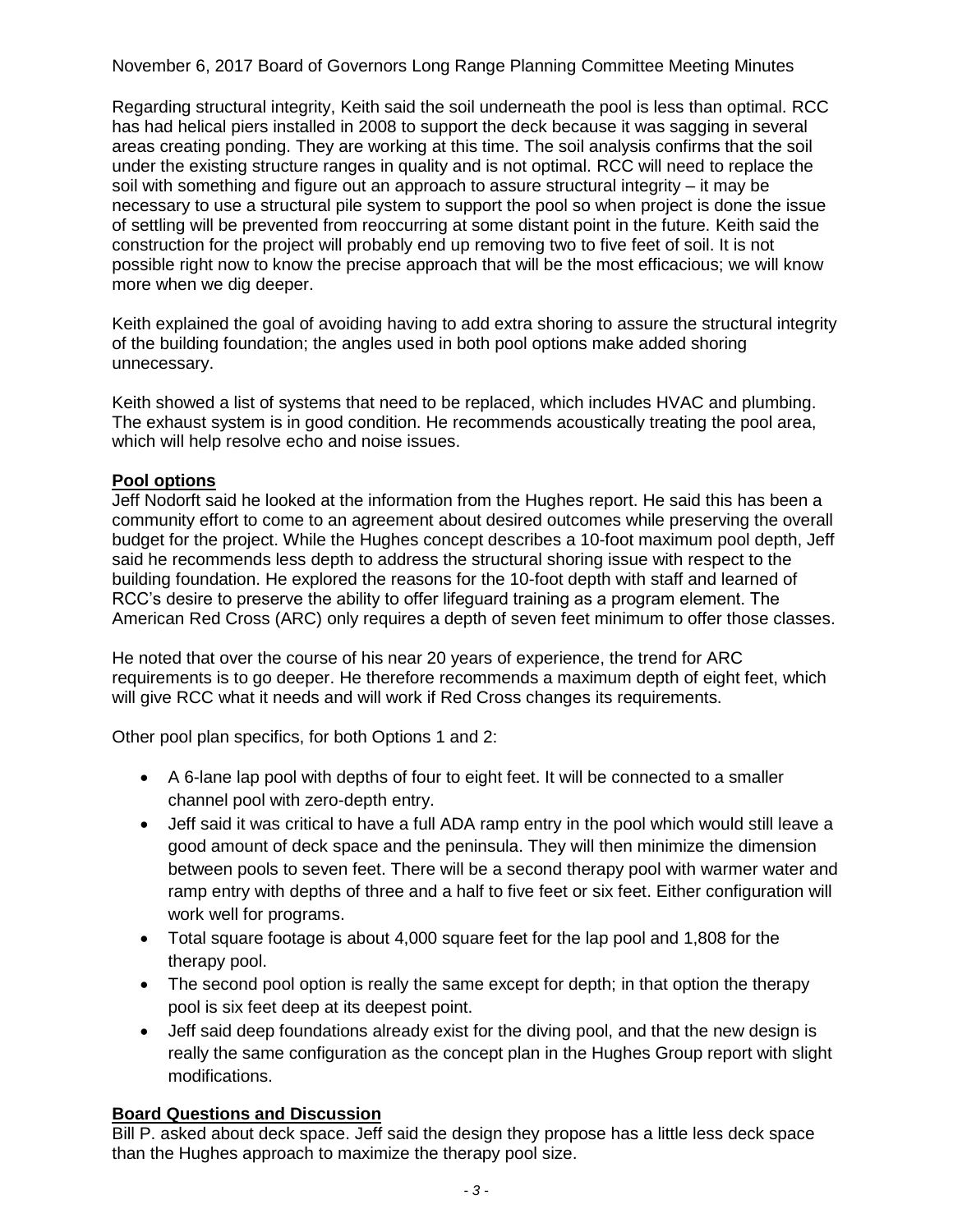Regarding structural integrity, Keith said the soil underneath the pool is less than optimal. RCC has had helical piers installed in 2008 to support the deck because it was sagging in several areas creating ponding. They are working at this time. The soil analysis confirms that the soil under the existing structure ranges in quality and is not optimal. RCC will need to replace the soil with something and figure out an approach to assure structural integrity – it may be necessary to use a structural pile system to support the pool so when project is done the issue of settling will be prevented from reoccurring at some distant point in the future. Keith said the construction for the project will probably end up removing two to five feet of soil. It is not possible right now to know the precise approach that will be the most efficacious; we will know more when we dig deeper.

Keith explained the goal of avoiding having to add extra shoring to assure the structural integrity of the building foundation; the angles used in both pool options make added shoring unnecessary.

Keith showed a list of systems that need to be replaced, which includes HVAC and plumbing. The exhaust system is in good condition. He recommends acoustically treating the pool area, which will help resolve echo and noise issues.

**Pool options**

Jeff Nodorft said he looked at the information from the Hughes report. He said this has been a community effort to come to an agreement about desired outcomes while preserving the overall budget for the project. While the Hughes concept describes a 10-foot maximum pool depth, Jeff said he recommends less depth to address the structural shoring issue with respect to the building foundation. He explored the reasons for the 10-foot depth with staff and learned of RCC's desire to preserve the ability to offer lifeguard training as a program element. The American Red Cross (ARC) only requires a depth of seven feet minimum to offer those classes.

He noted that over the course of his near 20 years of experience, the trend for ARC requirements is to go deeper. He therefore recommends a maximum depth of eight feet, which will give RCC what it needs and will work if Red Cross changes its requirements.

Other pool plan specifics, for both Options 1 and 2:

- A 6-lane lap pool with depths of four to eight feet. It will be connected to a smaller channel pool with zero-depth entry.
- Jeff said it was critical to have a full ADA ramp entry in the pool which would still leave a good amount of deck space and the peninsula. They will then minimize the dimension between pools to seven feet. There will be a second therapy pool with warmer water and ramp entry with depths of three and a half to five feet or six feet. Either configuration will work well for programs.
- Total square footage is about 4,000 square feet for the lap pool and 1,808 for the therapy pool.
- The second pool option is really the same except for depth; in that option the therapy pool is six feet deep at its deepest point.
- Jeff said deep foundations already exist for the diving pool, and that the new design is really the same configuration as the concept plan in the Hughes Group report with slight modifications.

**Board Questions and Discussion**

Bill P. asked about deck space. Jeff said the design they propose has a little less deck space than the Hughes approach to maximize the therapy pool size.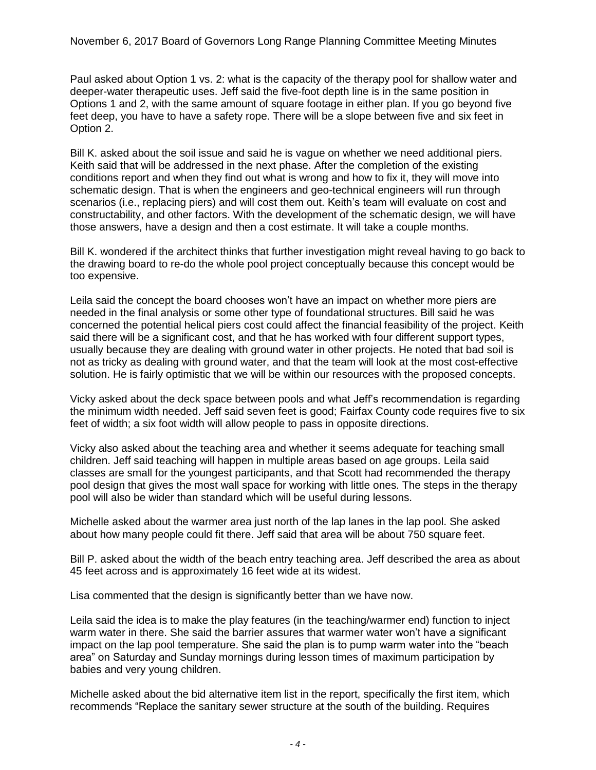Paul asked about Option 1 vs. 2: what is the capacity of the therapy pool for shallow water and deeper-water therapeutic uses. Jeff said the five-foot depth line is in the same position in Options 1 and 2, with the same amount of square footage in either plan. If you go beyond five feet deep, you have to have a safety rope. There will be a slope between five and six feet in Option 2.

Bill K. asked about the soil issue and said he is vague on whether we need additional piers. Keith said that will be addressed in the next phase. After the completion of the existing conditions report and when they find out what is wrong and how to fix it, they will move into schematic design. That is when the engineers and geo-technical engineers will run through scenarios (i.e., replacing piers) and will cost them out. Keith's team will evaluate on cost and constructability, and other factors. With the development of the schematic design, we will have those answers, have a design and then a cost estimate. It will take a couple months.

Bill K. wondered if the architect thinks that further investigation might reveal having to go back to the drawing board to re-do the whole pool project conceptually because this concept would be too expensive.

Leila said the concept the board chooses won't have an impact on whether more piers are needed in the final analysis or some other type of foundational structures. Bill said he was concerned the potential helical piers cost could affect the financial feasibility of the project. Keith said there will be a significant cost, and that he has worked with four different support types, usually because they are dealing with ground water in other projects. He noted that bad soil is not as tricky as dealing with ground water, and that the team will look at the most cost-effective solution. He is fairly optimistic that we will be within our resources with the proposed concepts.

Vicky asked about the deck space between pools and what Jeff's recommendation is regarding the minimum width needed. Jeff said seven feet is good; Fairfax County code requires five to six feet of width; a six foot width will allow people to pass in opposite directions.

Vicky also asked about the teaching area and whether it seems adequate for teaching small children. Jeff said teaching will happen in multiple areas based on age groups. Leila said classes are small for the youngest participants, and that Scott had recommended the therapy pool design that gives the most wall space for working with little ones. The steps in the therapy pool will also be wider than standard which will be useful during lessons.

Michelle asked about the warmer area just north of the lap lanes in the lap pool. She asked about how many people could fit there. Jeff said that area will be about 750 square feet.

Bill P. asked about the width of the beach entry teaching area. Jeff described the area as about 45 feet across and is approximately 16 feet wide at its widest.

Lisa commented that the design is significantly better than we have now.

Leila said the idea is to make the play features (in the teaching/warmer end) function to inject warm water in there. She said the barrier assures that warmer water won't have a significant impact on the lap pool temperature. She said the plan is to pump warm water into the "beach area" on Saturday and Sunday mornings during lesson times of maximum participation by babies and very young children.

Michelle asked about the bid alternative item list in the report, specifically the first item, which recommends "Replace the sanitary sewer structure at the south of the building. Requires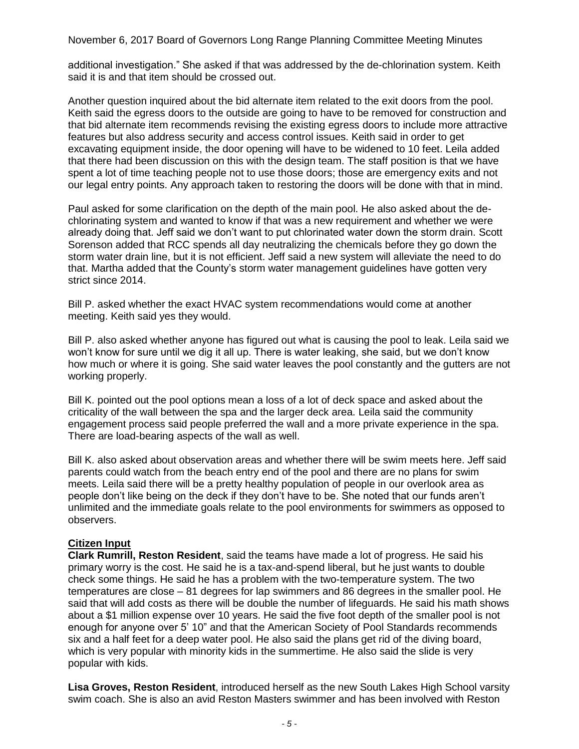additional investigation." She asked if that was addressed by the de-chlorination system. Keith said it is and that item should be crossed out.

Another question inquired about the bid alternate item related to the exit doors from the pool. Keith said the egress doors to the outside are going to have to be removed for construction and that bid alternate item recommends revising the existing egress doors to include more attractive features but also address security and access control issues. Keith said in order to get excavating equipment inside, the door opening will have to be widened to 10 feet. Leila added that there had been discussion on this with the design team. The staff position is that we have spent a lot of time teaching people not to use those doors; those are emergency exits and not our legal entry points. Any approach taken to restoring the doors will be done with that in mind.

Paul asked for some clarification on the depth of the main pool. He also asked about the de-chlorinating system and wanted to know if that was a new requirement and whether we were already doing that. Jeff said we don't want to put chlorinated water down the storm drain. Scott Sorenson added that RCC spends all day neutralizing the chemicals before they go down the storm water drain line, but it is not efficient. Jeff said a new system will alleviate the need to do that. Martha added that the County's storm water management guidelines have gotten very strict since 2014.

Bill P. asked whether the exact HVAC system recommendations would come at another meeting. Keith said yes they would.

Bill P. also asked whether anyone has figured out what is causing the pool to leak. Leila said we won't know for sure until we dig it all up. There is water leaking, she said, but we don't know how much or where it is going. She said water leaves the pool constantly and the gutters are not working properly.

Bill K. pointed out the pool options mean a loss of a lot of deck space and asked about the criticality of the wall between the spa and the larger deck area. Leila said the community engagement process said people preferred the wall and a more private experience in the spa. There are load-bearing aspects of the wall as well.

Bill K. also asked about observation areas and whether there will be swim meets here. Jeff said parents could watch from the beach entry end of the pool and there are no plans for swim meets. Leila said there will be a pretty healthy population of people in our overlook area as people don't like being on the deck if they don't have to be. She noted that our funds aren't unlimited and the immediate goals relate to the pool environments for swimmers as opposed to observers.

**Citizen Input**

**Clark Rumrill, Reston Resident**, said the teams have made a lot of progress. He said his primary worry is the cost. He said he is a tax-and-spend liberal, but he just wants to double check some things. He said he has a problem with the two-temperature system. The two temperatures are close – 81 degrees for lap swimmers and 86 degrees in the smaller pool. He said that will add costs as there will be double the number of lifeguards. He said his math shows about a $1 million expense over 10 years. He said the five foot depth of the smaller pool is not enough for anyone over 5' 10" and that the American Society of Pool Standards recommends six and a half feet for a deep water pool. He also said the plans get rid of the diving board, which is very popular with minority kids in the summertime. He also said the slide is very popular with kids.

**Lisa Groves, Reston Resident**, introduced herself as the new South Lakes High School varsity swim coach. She is also an avid Reston Masters swimmer and has been involved with Reston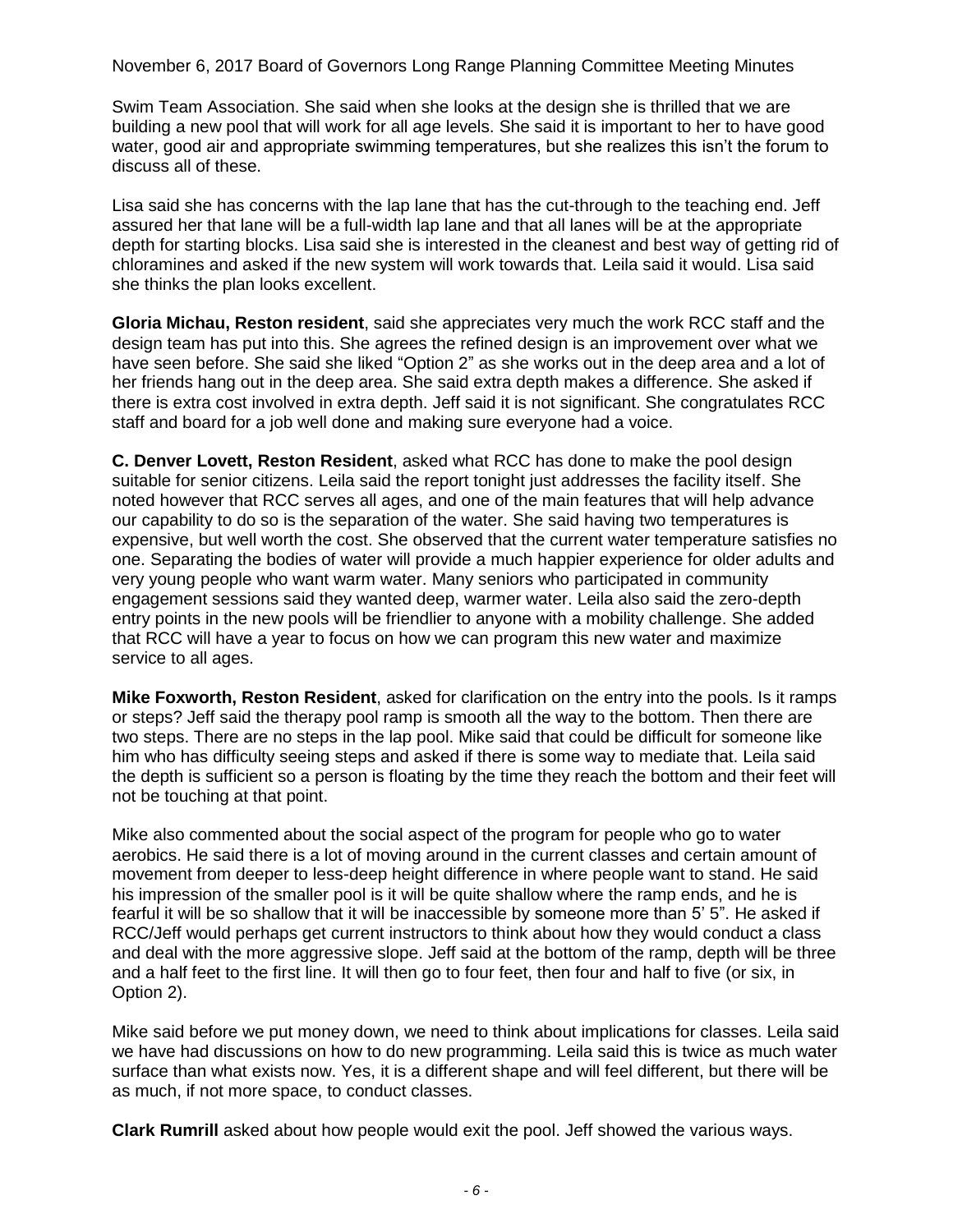Swim Team Association. She said when she looks at the design she is thrilled that we are building a new pool that will work for all age levels. She said it is important to her to have good water, good air and appropriate swimming temperatures, but she realizes this isn't the forum to discuss all of these.

Lisa said she has concerns with the lap lane that has the cut-through to the teaching end. Jeff assured her that lane will be a full-width lap lane and that all lanes will be at the appropriate depth for starting blocks. Lisa said she is interested in the cleanest and best way of getting rid of chloramines and asked if the new system will work towards that. Leila said it would. Lisa said she thinks the plan looks excellent.

**Gloria Michau, Reston resident**, said she appreciates very much the work RCC staff and the design team has put into this. She agrees the refined design is an improvement over what we have seen before. She said she liked "Option 2" as she works out in the deep area and a lot of her friends hang out in the deep area. She said extra depth makes a difference. She asked if there is extra cost involved in extra depth. Jeff said it is not significant. She congratulates RCC staff and board for a job well done and making sure everyone had a voice.

**C. Denver Lovett, Reston Resident**, asked what RCC has done to make the pool design suitable for senior citizens. Leila said the report tonight just addresses the facility itself. She noted however that RCC serves all ages, and one of the main features that will help advance our capability to do so is the separation of the water. She said having two temperatures is expensive, but well worth the cost. She observed that the current water temperature satisfies no one. Separating the bodies of water will provide a much happier experience for older adults and very young people who want warm water. Many seniors who participated in community engagement sessions said they wanted deep, warmer water. Leila also said the zero-depth entry points in the new pools will be friendlier to anyone with a mobility challenge. She added that RCC will have a year to focus on how we can program this new water and maximize service to all ages.

**Mike Foxworth, Reston Resident**, asked for clarification on the entry into the pools. Is it ramps or steps? Jeff said the therapy pool ramp is smooth all the way to the bottom. Then there are two steps. There are no steps in the lap pool. Mike said that could be difficult for someone like him who has difficulty seeing steps and asked if there is some way to mediate that. Leila said the depth is sufficient so a person is floating by the time they reach the bottom and their feet will not be touching at that point.

Mike also commented about the social aspect of the program for people who go to water aerobics. He said there is a lot of moving around in the current classes and certain amount of movement from deeper to less-deep height difference in where people want to stand. He said his impression of the smaller pool is it will be quite shallow where the ramp ends, and he is fearful it will be so shallow that it will be inaccessible by someone more than 5' 5". He asked if RCC/Jeff would perhaps get current instructors to think about how they would conduct a class and deal with the more aggressive slope. Jeff said at the bottom of the ramp, depth will be three and a half feet to the first line. It will then go to four feet, then four and half to five (or six, in Option 2).

Mike said before we put money down, we need to think about implications for classes. Leila said we have had discussions on how to do new programming. Leila said this is twice as much water surface than what exists now. Yes, it is a different shape and will feel different, but there will be as much, if not more space, to conduct classes.

**Clark Rumrill** asked about how people would exit the pool. Jeff showed the various ways.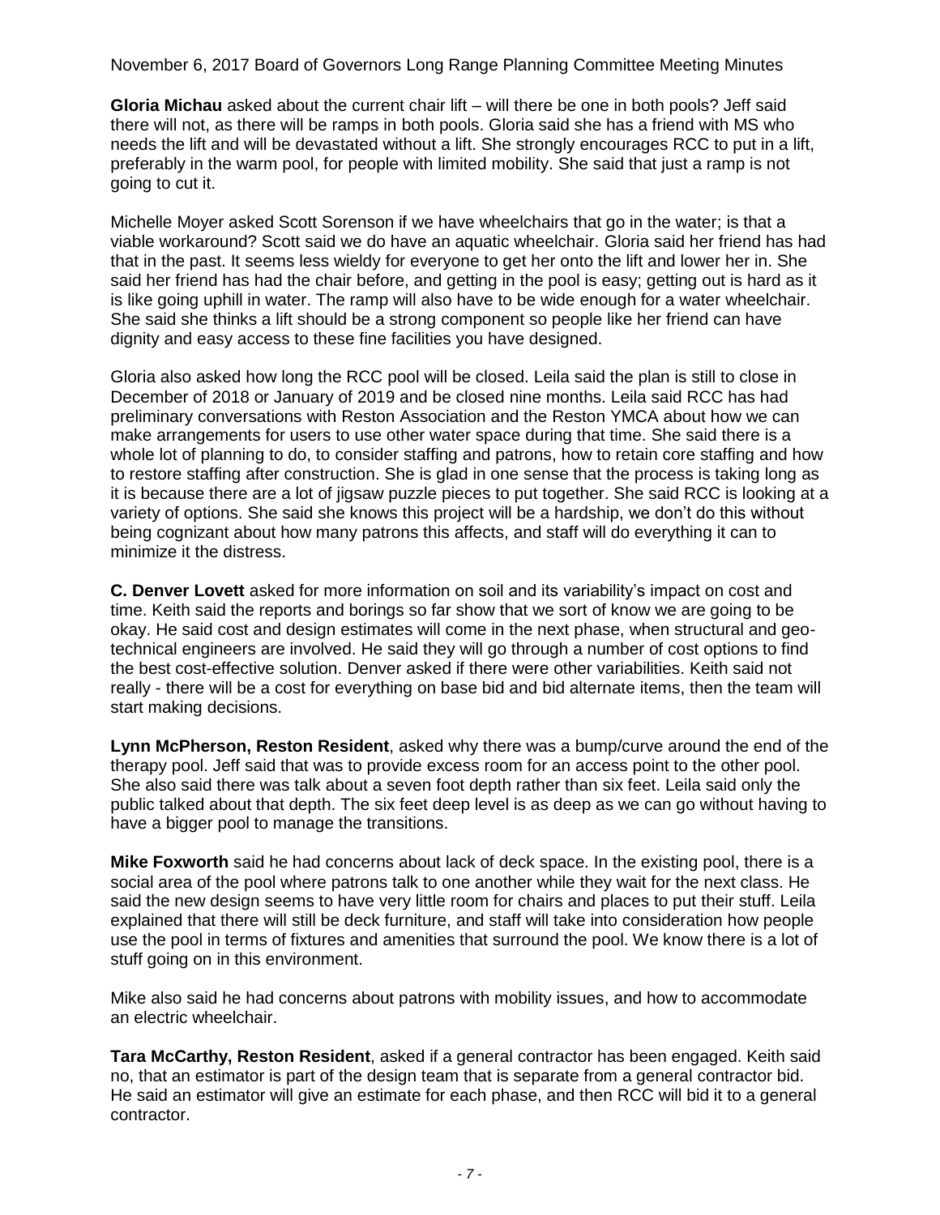**Gloria Michau** asked about the current chair lift – will there be one in both pools? Jeff said there will not, as there will be ramps in both pools. Gloria said she has a friend with MS who needs the lift and will be devastated without a lift. She strongly encourages RCC to put in a lift, preferably in the warm pool, for people with limited mobility. She said that just a ramp is not going to cut it.

Michelle Moyer asked Scott Sorenson if we have wheelchairs that go in the water; is that a viable workaround? Scott said we do have an aquatic wheelchair. Gloria said her friend has had that in the past. It seems less wieldy for everyone to get her onto the lift and lower her in. She said her friend has had the chair before, and getting in the pool is easy; getting out is hard as it is like going uphill in water. The ramp will also have to be wide enough for a water wheelchair. She said she thinks a lift should be a strong component so people like her friend can have dignity and easy access to these fine facilities you have designed.

Gloria also asked how long the RCC pool will be closed. Leila said the plan is still to close in December of 2018 or January of 2019 and be closed nine months. Leila said RCC has had preliminary conversations with Reston Association and the Reston YMCA about how we can make arrangements for users to use other water space during that time. She said there is a whole lot of planning to do, to consider staffing and patrons, how to retain core staffing and how to restore staffing after construction. She is glad in one sense that the process is taking long as it is because there are a lot of jigsaw puzzle pieces to put together. She said RCC is looking at a variety of options. She said she knows this project will be a hardship, we don't do this without being cognizant about how many patrons this affects, and staff will do everything it can to minimize it the distress.

**C. Denver Lovett** asked for more information on soil and its variability's impact on cost and time. Keith said the reports and borings so far show that we sort of know we are going to be okay. He said cost and design estimates will come in the next phase, when structural and geo-technical engineers are involved. He said they will go through a number of cost options to find the best cost-effective solution. Denver asked if there were other variabilities. Keith said not really - there will be a cost for everything on base bid and bid alternate items, then the team will start making decisions.

**Lynn McPherson, Reston Resident**, asked why there was a bump/curve around the end of the therapy pool. Jeff said that was to provide excess room for an access point to the other pool. She also said there was talk about a seven foot depth rather than six feet. Leila said only the public talked about that depth. The six feet deep level is as deep as we can go without having to have a bigger pool to manage the transitions.

**Mike Foxworth** said he had concerns about lack of deck space. In the existing pool, there is a social area of the pool where patrons talk to one another while they wait for the next class. He said the new design seems to have very little room for chairs and places to put their stuff. Leila explained that there will still be deck furniture, and staff will take into consideration how people use the pool in terms of fixtures and amenities that surround the pool. We know there is a lot of stuff going on in this environment.

Mike also said he had concerns about patrons with mobility issues, and how to accommodate an electric wheelchair.

**Tara McCarthy, Reston Resident**, asked if a general contractor has been engaged. Keith said no, that an estimator is part of the design team that is separate from a general contractor bid. He said an estimator will give an estimate for each phase, and then RCC will bid it to a general contractor.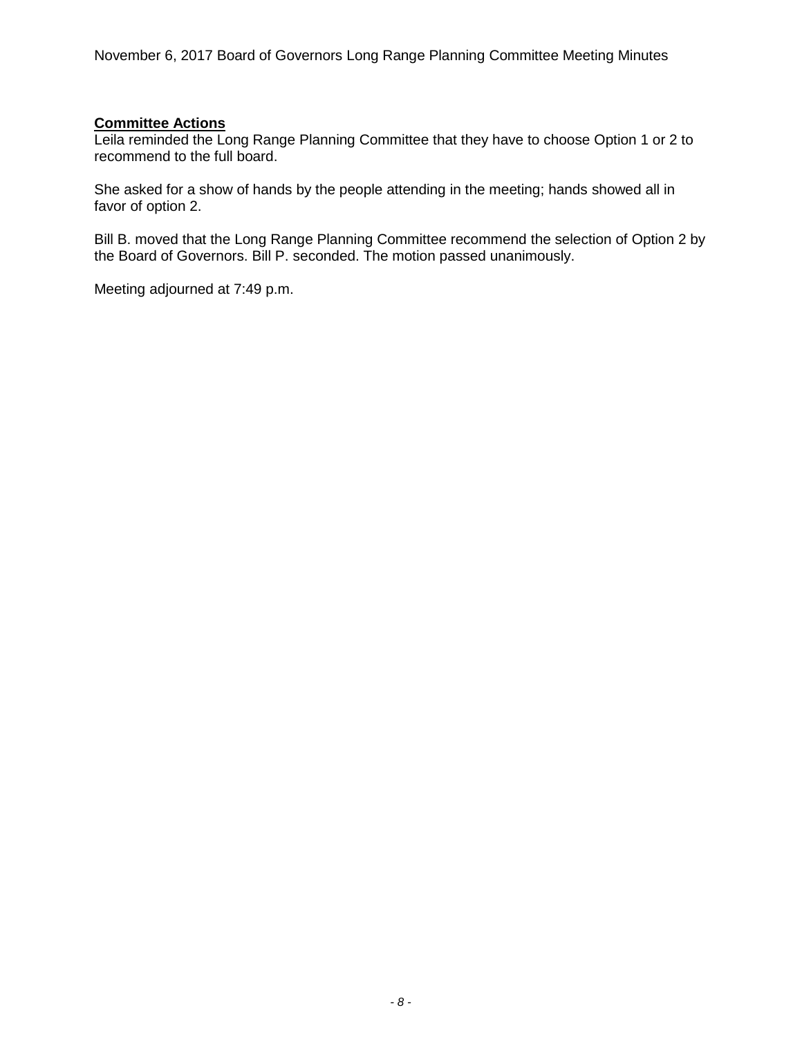**Committee Actions**

Leila reminded the Long Range Planning Committee that they have to choose Option 1 or 2 to recommend to the full board.

She asked for a show of hands by the people attending in the meeting; hands showed all in favor of option 2.

Bill B. moved that the Long Range Planning Committee recommend the selection of Option 2 by the Board of Governors. Bill P. seconded. The motion passed unanimously.

Meeting adjourned at 7:49 p.m.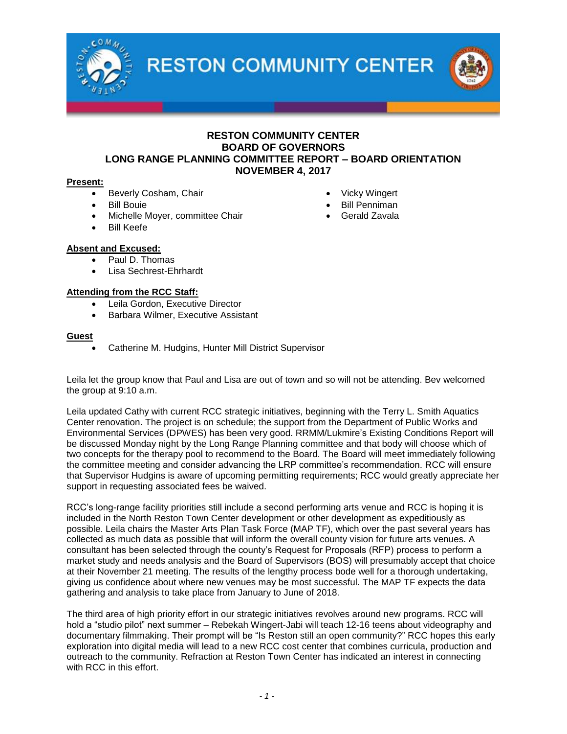# RESTON COMMUNITY CENTER

## RESTON COMMUNITY CENTER
## BOARD OF GOVERNORS
## LONG RANGE PLANNING COMMITTEE REPORT – BOARD ORIENTATION
## NOVEMBER 4, 2017

**Present:**

- Beverly Cosham, Chair
- Bill Bouie
- Michelle Moyer, committee Chair
- Bill Keefe
- Vicky Wingert
- Bill Penniman
- Gerald Zavala

**Absent and Excused:**

- Paul D. Thomas
- Lisa Sechrest-Ehrhardt

**Attending from the RCC Staff:**

- Leila Gordon, Executive Director
- Barbara Wilmer, Executive Assistant

**Guest**

- Catherine M. Hudgins, Hunter Mill District Supervisor

Leila let the group know that Paul and Lisa are out of town and so will not be attending. Bev welcomed the group at 9:10 a.m.

Leila updated Cathy with current RCC strategic initiatives, beginning with the Terry L. Smith Aquatics Center renovation. The project is on schedule; the support from the Department of Public Works and Environmental Services (DPWES) has been very good. RRMM/Lukmire's Existing Conditions Report will be discussed Monday night by the Long Range Planning committee and that body will choose which of two concepts for the therapy pool to recommend to the Board. The Board will meet immediately following the committee meeting and consider advancing the LRP committee's recommendation. RCC will ensure that Supervisor Hudgins is aware of upcoming permitting requirements; RCC would greatly appreciate her support in requesting associated fees be waived.

RCC's long-range facility priorities still include a second performing arts venue and RCC is hoping it is included in the North Reston Town Center development or other development as expeditiously as possible. Leila chairs the Master Arts Plan Task Force (MAP TF), which over the past several years has collected as much data as possible that will inform the overall county vision for future arts venues. A consultant has been selected through the county's Request for Proposals (RFP) process to perform a market study and needs analysis and the Board of Supervisors (BOS) will presumably accept that choice at their November 21 meeting. The results of the lengthy process bode well for a thorough undertaking, giving us confidence about where new venues may be most successful. The MAP TF expects the data gathering and analysis to take place from January to June of 2018.

The third area of high priority effort in our strategic initiatives revolves around new programs. RCC will hold a "studio pilot" next summer – Rebekah Wingert-Jabi will teach 12-16 teens about videography and documentary filmmaking. Their prompt will be "Is Reston still an open community?" RCC hopes this early exploration into digital media will lead to a new RCC cost center that combines curricula, production and outreach to the community. Refraction at Reston Town Center has indicated an interest in connecting with RCC in this effort.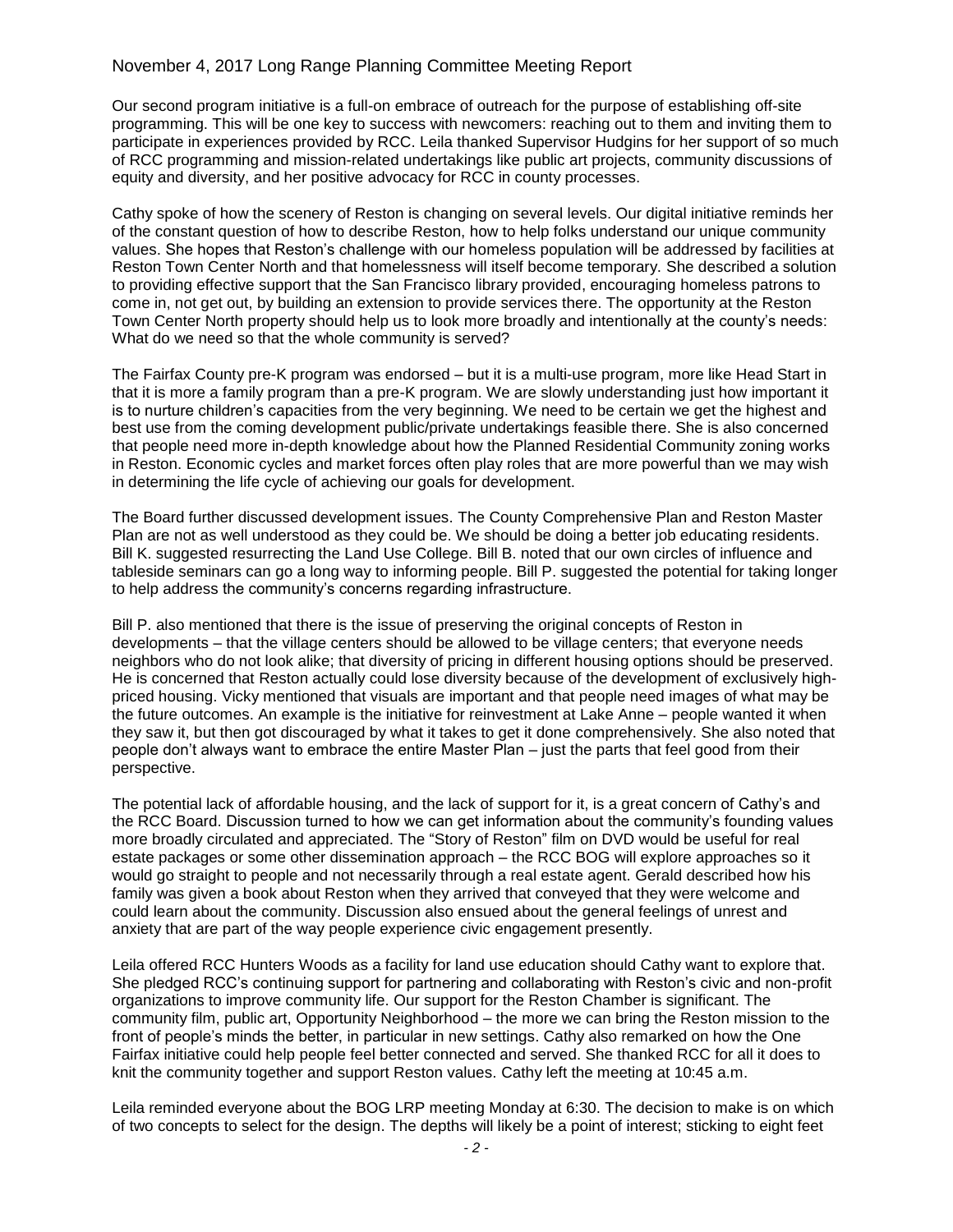Our second program initiative is a full-on embrace of outreach for the purpose of establishing off-site programming. This will be one key to success with newcomers: reaching out to them and inviting them to participate in experiences provided by RCC. Leila thanked Supervisor Hudgins for her support of so much of RCC programming and mission-related undertakings like public art projects, community discussions of equity and diversity, and her positive advocacy for RCC in county processes.

Cathy spoke of how the scenery of Reston is changing on several levels. Our digital initiative reminds her of the constant question of how to describe Reston, how to help folks understand our unique community values. She hopes that Reston's challenge with our homeless population will be addressed by facilities at Reston Town Center North and that homelessness will itself become temporary. She described a solution to providing effective support that the San Francisco library provided, encouraging homeless patrons to come in, not get out, by building an extension to provide services there. The opportunity at the Reston Town Center North property should help us to look more broadly and intentionally at the county's needs: What do we need so that the whole community is served?

The Fairfax County pre-K program was endorsed – but it is a multi-use program, more like Head Start in that it is more a family program than a pre-K program. We are slowly understanding just how important it is to nurture children's capacities from the very beginning. We need to be certain we get the highest and best use from the coming development public/private undertakings feasible there. She is also concerned that people need more in-depth knowledge about how the Planned Residential Community zoning works in Reston. Economic cycles and market forces often play roles that are more powerful than we may wish in determining the life cycle of achieving our goals for development.

The Board further discussed development issues. The County Comprehensive Plan and Reston Master Plan are not as well understood as they could be. We should be doing a better job educating residents. Bill K. suggested resurrecting the Land Use College. Bill B. noted that our own circles of influence and tableside seminars can go a long way to informing people. Bill P. suggested the potential for taking longer to help address the community's concerns regarding infrastructure.

Bill P. also mentioned that there is the issue of preserving the original concepts of Reston in developments – that the village centers should be allowed to be village centers; that everyone needs neighbors who do not look alike; that diversity of pricing in different housing options should be preserved. He is concerned that Reston actually could lose diversity because of the development of exclusively high-priced housing. Vicky mentioned that visuals are important and that people need images of what may be the future outcomes. An example is the initiative for reinvestment at Lake Anne – people wanted it when they saw it, but then got discouraged by what it takes to get it done comprehensively. She also noted that people don't always want to embrace the entire Master Plan – just the parts that feel good from their perspective.

The potential lack of affordable housing, and the lack of support for it, is a great concern of Cathy's and the RCC Board. Discussion turned to how we can get information about the community's founding values more broadly circulated and appreciated. The "Story of Reston" film on DVD would be useful for real estate packages or some other dissemination approach – the RCC BOG will explore approaches so it would go straight to people and not necessarily through a real estate agent. Gerald described how his family was given a book about Reston when they arrived that conveyed that they were welcome and could learn about the community. Discussion also ensued about the general feelings of unrest and anxiety that are part of the way people experience civic engagement presently.

Leila offered RCC Hunters Woods as a facility for land use education should Cathy want to explore that. She pledged RCC's continuing support for partnering and collaborating with Reston's civic and non-profit organizations to improve community life. Our support for the Reston Chamber is significant. The community film, public art, Opportunity Neighborhood – the more we can bring the Reston mission to the front of people's minds the better, in particular in new settings. Cathy also remarked on how the One Fairfax initiative could help people feel better connected and served. She thanked RCC for all it does to knit the community together and support Reston values. Cathy left the meeting at 10:45 a.m.

Leila reminded everyone about the BOG LRP meeting Monday at 6:30. The decision to make is on which of two concepts to select for the design. The depths will likely be a point of interest; sticking to eight feet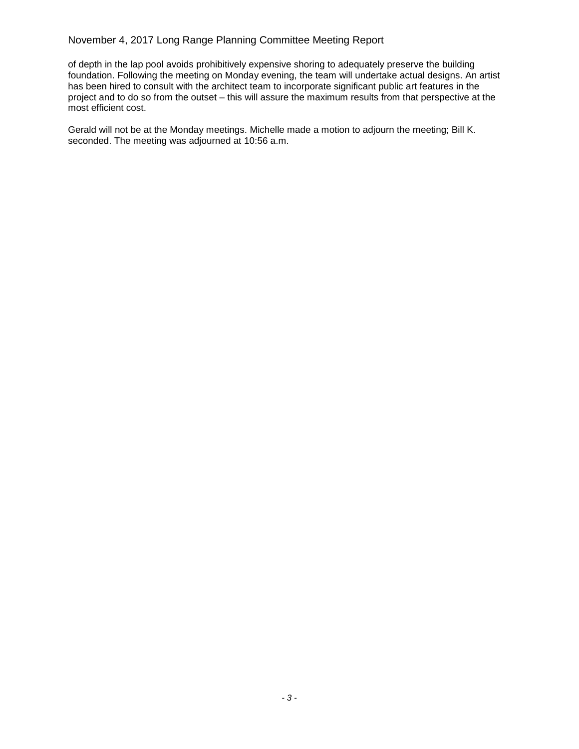of depth in the lap pool avoids prohibitively expensive shoring to adequately preserve the building foundation. Following the meeting on Monday evening, the team will undertake actual designs. An artist has been hired to consult with the architect team to incorporate significant public art features in the project and to do so from the outset – this will assure the maximum results from that perspective at the most efficient cost.

Gerald will not be at the Monday meetings. Michelle made a motion to adjourn the meeting; Bill K. seconded. The meeting was adjourned at 10:56 a.m.